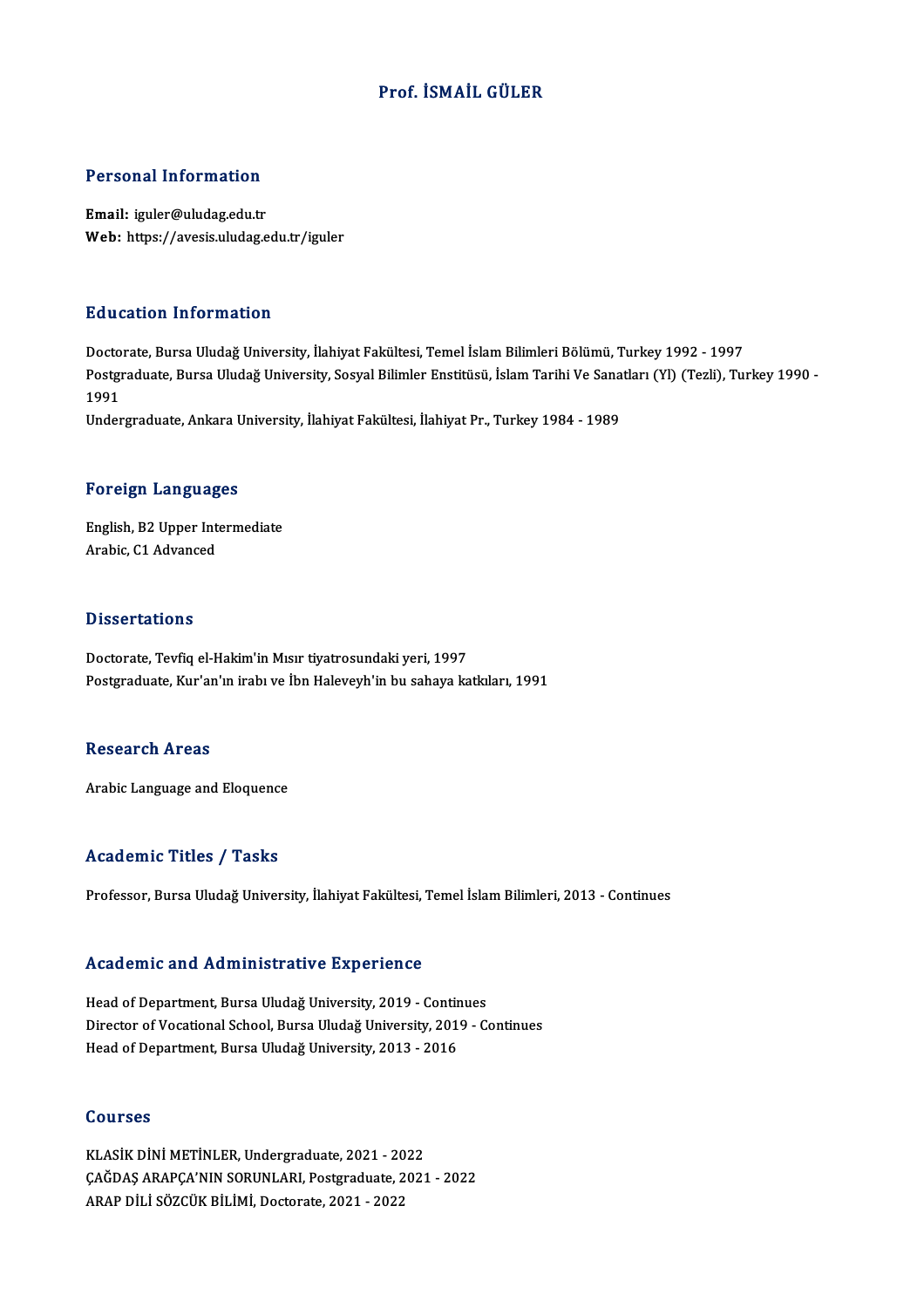# Prof. İSMAİL GÜLER

## Personal Information

**Email:** iguler@uludag.edu.tr
**Web:** https://avesis.uludag.edu.tr/iguler

## Education Information

Doctorate, Bursa Uludağ University, İlahiyat Fakültesi, Temel İslam Bilimleri Bölümü, Turkey 1992 - 1997
Postgraduate, Bursa Uludağ University, Sosyal Bilimler Enstitüsü, İslam Tarihi Ve Sanatları (Yl) (Tezli), Turkey 1990 - 1991
Undergraduate, Ankara University, İlahiyat Fakültesi, İlahiyat Pr., Turkey 1984 - 1989

## Foreign Languages

English, B2 Upper Intermediate
Arabic, C1 Advanced

## Dissertations

Doctorate, Tevfiq el-Hakim'in Mısır tiyatrosundaki yeri, 1997
Postgraduate, Kur'an'ın irabı ve İbn Haleveyh'in bu sahaya katkıları, 1991

## Research Areas

Arabic Language and Eloquence

## Academic Titles / Tasks

Professor, Bursa Uludağ University, İlahiyat Fakültesi, Temel İslam Bilimleri, 2013 - Continues

## Academic and Administrative Experience

Head of Department, Bursa Uludağ University, 2019 - Continues
Director of Vocational School, Bursa Uludağ University, 2019 - Continues
Head of Department, Bursa Uludağ University, 2013 - 2016

## Courses

KLASİK DİNİ METİNLER, Undergraduate, 2021 - 2022
ÇAĞDAŞ ARAPÇA'NIN SORUNLARI, Postgraduate, 2021 - 2022
ARAP DİLİ SÖZCÜK BİLİMİ, Doctorate, 2021 - 2022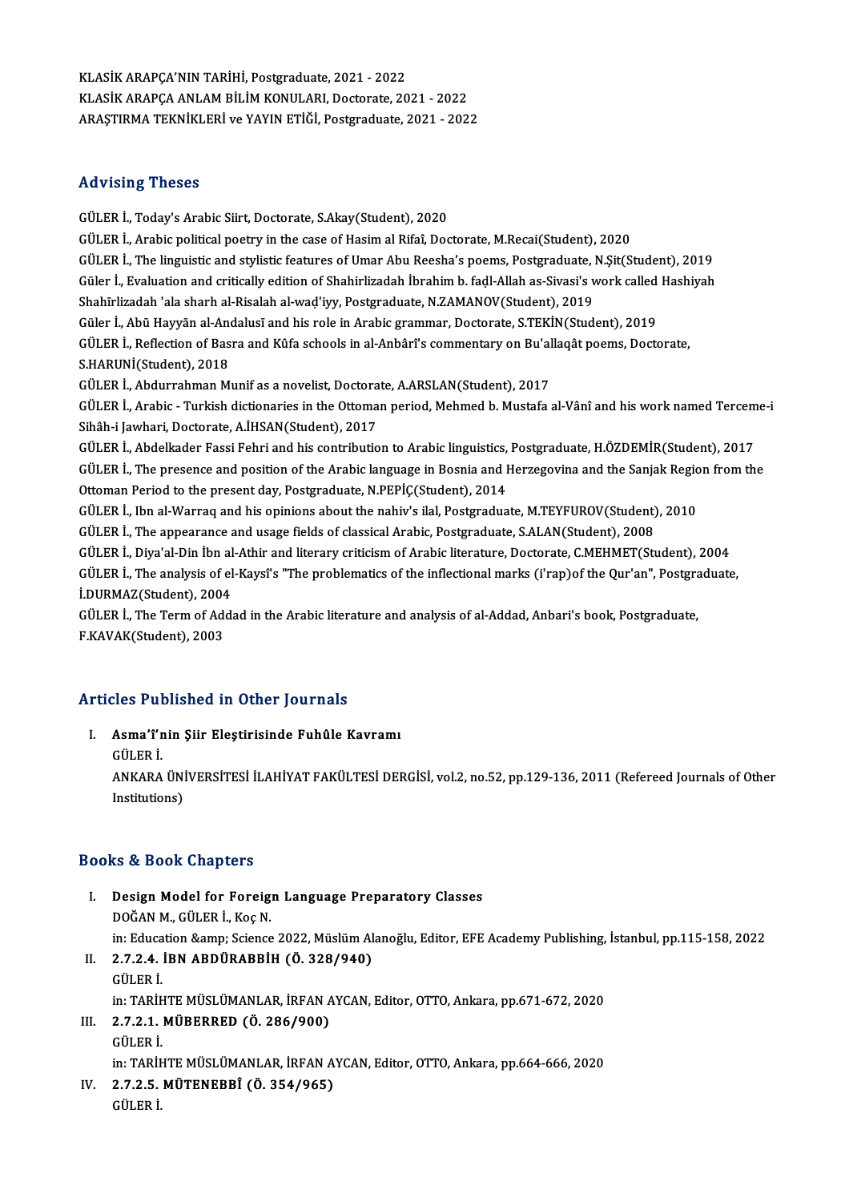KLASİK ARAPÇA'NIN TARİHİ, Postgraduate, 2021 - 2022
KLASİK ARAPÇA ANLAM BİLİM KONULARI, Doctorate, 2021 - 2022
ARAŞTIRMA TEKNİKLERİ ve YAYIN ETİĞİ, Postgraduate, 2021 - 2022

## Advising Theses

GÜLER İ., Today's Arabic Siirt, Doctorate, S.Akay(Student), 2020
GÜLER İ., Arabic political poetry in the case of Hasim al Rifaî, Doctorate, M.Recai(Student), 2020
GÜLER İ., The linguistic and stylistic features of Umar Abu Reesha's poems, Postgraduate, N.Şit(Student), 2019
Güler İ., Evaluation and critically edition of Shahirlizadah İbrahim b. faḍl-Allah as-Sivasi's work called Hashiyah Shahīrlizadah 'ala sharh al-Risalah al-waḍ'iyy, Postgraduate, N.ZAMANOV(Student), 2019
Güler İ., Abū Hayyān al-Andalusī and his role in Arabic grammar, Doctorate, S.TEKİN(Student), 2019
GÜLER İ., Reflection of Basra and Kûfa schools in al-Anbârî's commentary on Bu'allaqât poems, Doctorate, S.HARUNİ(Student), 2018
GÜLER İ., Abdurrahman Munif as a novelist, Doctorate, A.ARSLAN(Student), 2017
GÜLER İ., Arabic - Turkish dictionaries in the Ottoman period, Mehmed b. Mustafa al-Vânî and his work named Terceme-i Sihâh-i Jawhari, Doctorate, A.İHSAN(Student), 2017
GÜLER İ., Abdelkader Fassi Fehri and his contribution to Arabic linguistics, Postgraduate, H.ÖZDEMİR(Student), 2017
GÜLER İ., The presence and position of the Arabic language in Bosnia and Herzegovina and the Sanjak Region from the Ottoman Period to the present day, Postgraduate, N.PEPİÇ(Student), 2014
GÜLER İ., Ibn al-Warraq and his opinions about the nahiv's ilal, Postgraduate, M.TEYFUROV(Student), 2010
GÜLER İ., The appearance and usage fields of classical Arabic, Postgraduate, S.ALAN(Student), 2008
GÜLER İ., Diya'al-Din İbn al-Athir and literary criticism of Arabic literature, Doctorate, C.MEHMET(Student), 2004
GÜLER İ., The analysis of el-Kaysî's "The problematics of the inflectional marks (i'rap)of the Qur'an", Postgraduate, İ.DURMAZ(Student), 2004
GÜLER İ., The Term of Addad in the Arabic literature and analysis of al-Addad, Anbari's book, Postgraduate, F.KAVAK(Student), 2003

## Articles Published in Other Journals

I. **Asma'î'nin Şiir Eleştirisinde Fuhûle Kavramı**
GÜLER İ.
ANKARA ÜNİVERSİTESİ İLAHİYAT FAKÜLTESİ DERGİSİ, vol.2, no.52, pp.129-136, 2011 (Refereed Journals of Other Institutions)

## Books & Book Chapters

I. **Design Model for Foreign Language Preparatory Classes**
DOĞAN M., GÜLER İ., Koç N.
in: Education &amp; Science 2022, Müslüm Alanoğlu, Editor, EFE Academy Publishing, İstanbul, pp.115-158, 2022
II. **2.7.2.4. İBN ABDÜRABBİH (Ö. 328/940)**
GÜLER İ.
in: TARİHTE MÜSLÜMANLAR, İRFAN AYCAN, Editor, OTTO, Ankara, pp.671-672, 2020
III. **2.7.2.1. MÜBERRED (Ö. 286/900)**
GÜLER İ.
in: TARİHTE MÜSLÜMANLAR, İRFAN AYCAN, Editor, OTTO, Ankara, pp.664-666, 2020
IV. **2.7.2.5. MÜTENEBBÎ (Ö. 354/965)**
GÜLER İ.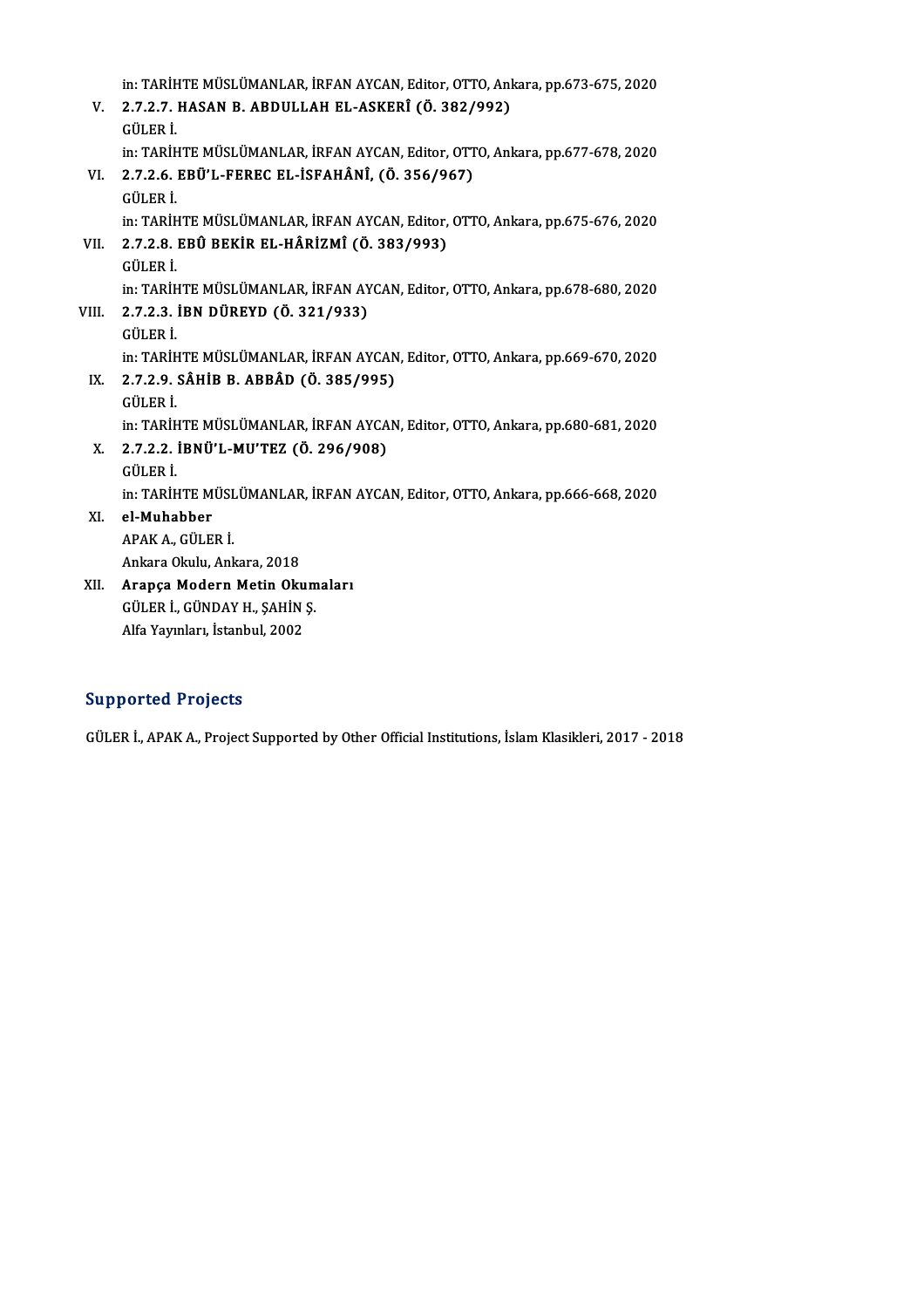in: TARİHTE MÜSLÜMANLAR, İRFAN AYCAN, Editor, OTTO, Ankara, pp.673-675, 2020

V. **2.7.2.7. HASAN B. ABDULLAH EL-ASKERÎ (Ö. 382/992)**
GÜLER İ.
in: TARİHTE MÜSLÜMANLAR, İRFAN AYCAN, Editor, OTTO, Ankara, pp.677-678, 2020

VI. **2.7.2.6. EBÛ'L-FEREC EL-İSFAHÂNÎ, (Ö. 356/967)**
GÜLER İ.
in: TARİHTE MÜSLÜMANLAR, İRFAN AYCAN, Editor, OTTO, Ankara, pp.675-676, 2020

VII. **2.7.2.8. EBÛ BEKİR EL-HÂRİZMÎ (Ö. 383/993)**
GÜLER İ.
in: TARİHTE MÜSLÜMANLAR, İRFAN AYCAN, Editor, OTTO, Ankara, pp.678-680, 2020

VIII. **2.7.2.3. İBN DÜREYD (Ö. 321/933)**
GÜLER İ.
in: TARİHTE MÜSLÜMANLAR, İRFAN AYCAN, Editor, OTTO, Ankara, pp.669-670, 2020

IX. **2.7.2.9. SÂHİB B. ABBÂD (Ö. 385/995)**
GÜLER İ.
in: TARİHTE MÜSLÜMANLAR, İRFAN AYCAN, Editor, OTTO, Ankara, pp.680-681, 2020

X. **2.7.2.2. İBNÜ'L-MU'TEZ (Ö. 296/908)**
GÜLER İ.
in: TARİHTE MÜSLÜMANLAR, İRFAN AYCAN, Editor, OTTO, Ankara, pp.666-668, 2020

XI. **el-Muhabber**
APAK A., GÜLER İ.
Ankara Okulu, Ankara, 2018

XII. **Arapça Modern Metin Okumaları**
GÜLER İ., GÜNDAY H., ŞAHİN Ş.
Alfa Yayınları, İstanbul, 2002

## Supported Projects

GÜLER İ., APAK A., Project Supported by Other Official Institutions, İslam Klasikleri, 2017 - 2018